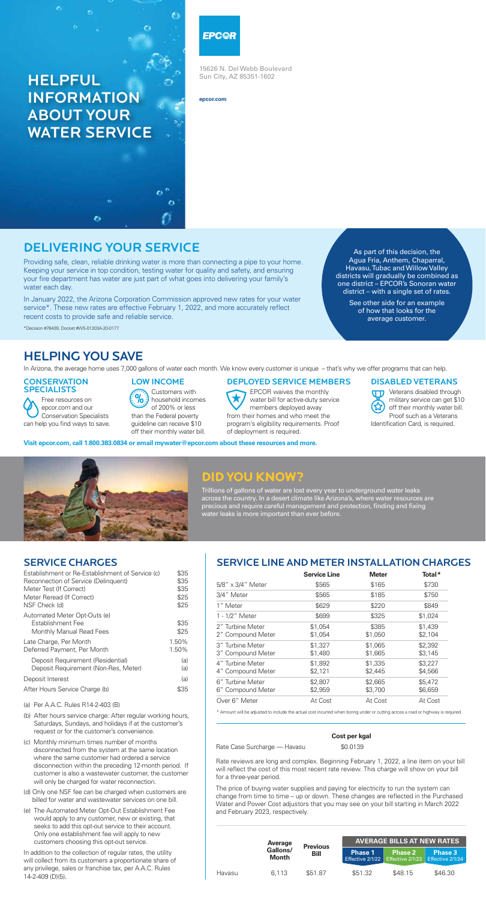# HELPFUL INFORMATION ABOUT YOUR WATER SERVICE

**EPCOR**

15626 N. Del Webb Boulevard
Sun City, AZ 85351-1602

**epcor.com**

## DELIVERING YOUR SERVICE

Providing safe, clean, reliable drinking water is more than connecting a pipe to your home. Keeping your service in top condition, testing water for quality and safety, and ensuring your fire department has water are just part of what goes into delivering your family's water each day.

In January 2022, the Arizona Corporation Commission approved new rates for your water service*. These new rates are effective February 1, 2022, and more accurately reflect recent costs to provide safe and reliable service.

*Decision #78439, Docket #WS-01303A-20-0177

As part of this decision, the Agua Fria, Anthem, Chaparral, Havasu, Tubac and Willow Valley districts will gradually be combined as one district – EPCOR's Sonoran water district – with a single set of rates.

See other side for an example of how that looks for the average customer.

## HELPING YOU SAVE

In Arizona, the average home uses 7,000 gallons of water each month. We know every customer is unique – that's why we offer programs that can help.

### CONSERVATION SPECIALISTS

Free resources on epcor.com and our Conservation Specialists can help you find ways to save.

### LOW INCOME

Customers with household incomes of 200% or less than the Federal poverty guideline can receive $10 off their monthly water bill.

### DEPLOYED SERVICE MEMBERS

EPCOR waives the monthly water bill for active-duty service members deployed away from their homes and who meet the program's eligibility requirements. Proof of deployment is required.

### DISABLED VETERANS

Veterans disabled through military service can get $10 off their monthly water bill. Proof such as a Veterans Identification Card, is required.

**Visit epcor.com, call 1.800.383.0834 or email mywater@epcor.com about these resources and more.**

## DID YOU KNOW?

Trillions of gallons of water are lost every year to underground water leaks across the country. In a desert climate like Arizona's, where water resources are precious and require careful management and protection, finding and fixing water leaks is more important than ever before.

## SERVICE CHARGES

| | |
|---|---|
| Establishment or Re-Establishment of Service (c) | $35 |
| Reconnection of Service (Delinquent) | $35 |
| Meter Test (If Correct) | $35 |
| Meter Reread (If Correct) | $25 |
| NSF Check (d) | $25 |
| Automated Meter Opt-Outs (e) | |
| Establishment Fee | $35 |
| Monthly Manual Read Fees | $25 |
| Late Charge, Per Month | 1.50% |
| Deferred Payment, Per Month | 1.50% |
| Deposit Requirement (Residential) | (a) |
| Deposit Requirement (Non-Res, Meter) | (a) |
| Deposit Interest | (a) |
| After Hours Service Charge (b) | $35 |

(a) Per A.A.C. Rules R14-2-403 (B)

(b) After hours service charge: After regular working hours, Saturdays, Sundays, and holidays if at the customer's request or for the customer's convenience.

(c) Monthly minimum times number of months disconnected from the system at the same location where the same customer had ordered a service disconnection within the preceding 12-month period. If customer is also a wastewater customer, the customer will only be charged for water reconnection.

(d) Only one NSF fee can be charged when customers are billed for water and wastewater services on one bill.

(e) The Automated Meter Opt-Out Establishment Fee would apply to any customer, new or existing, that seeks to add this opt-out service to their account. Only one establishment fee will apply to new customers choosing this opt-out service.

In addition to the collection of regular rates, the utility will collect from its customers a proportionate share of any privilege, sales or franchise tax, per A.A.C. Rules 14-2-409 (D)(5).

## SERVICE LINE AND METER INSTALLATION CHARGES

| | Service Line | Meter | Total* |
|---|---|---|---|
| 5/8" x 3/4" Meter | $565 | $165 | $730 |
| 3/4" Meter | $565 | $185 | $750 |
| 1" Meter | $629 | $220 | $849 |
| 1 - 1/2" Meter | $699 | $325 | $1,024 |
| 2" Turbine Meter | $1,054 | $385 | $1,439 |
| 2" Compound Meter | $1,054 | $1,050 | $2,104 |
| 3" Turbine Meter | $1,327 | $1,065 | $2,392 |
| 3" Compound Meter | $1,480 | $1,665 | $3,145 |
| 4" Turbine Meter | $1,892 | $1,335 | $3,227 |
| 4" Compound Meter | $2,121 | $2,445 | $4,566 |
| 6" Turbine Meter | $2,807 | $2,665 | $5,472 |
| 6" Compound Meter | $2,959 | $3,700 | $6,659 |
| Over 6" Meter | At Cost | At Cost | At Cost |

* Amount will be adjusted to include the actual cost incurred when boring under or cutting across a road or highway is required.

| | Cost per kgal |
|---|---|
| Rate Case Surcharge — Havasu | $0.0139 |

Rate reviews are long and complex. Beginning February 1, 2022, a line item on your bill will reflect the cost of this most recent rate review. This charge will show on your bill for a three-year period.

The price of buying water supplies and paying for electricity to run the system can change from time to time – up or down. These changes are reflected in the Purchased Water and Power Cost adjustors that you may see on your bill starting in March 2022 and February 2023, respectively.

| | Average Gallons/ Month | Previous Bill | AVERAGE BILLS AT NEW RATES | | |
|---|---|---|---|---|---|
| | | | Phase 1 Effective 2/1/22 | Phase 2 Effective 2/1/23 | Phase 3 Effective 2/1/24 |
| Havasu | 6,113 | $51.87 | $51.32 | $48.15 | $46.30 |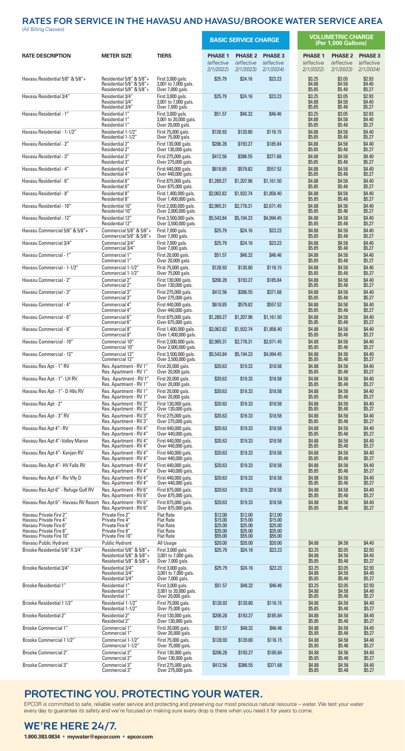## RATES FOR SERVICE IN THE HAVASU AND HAVASU/BROOKE WATER SERVICE AREA

(All Billing Classes)

| RATE DESCRIPTION | METER SIZE | TIERS | BASIC SERVICE CHARGE | | | VOLUMETRIC CHARGE (Per 1,000 Gallons) | | |
|---|---|---|---|---|---|---|---|---|
| | | | PHASE 1 (effective 2/1/2022) | PHASE 2 (effective 2/1/2023) | PHASE 3 (effective 2/1/2024) | PHASE 1 (effective 2/1/2022) | PHASE 2 (effective 2/1/2023) | PHASE 3 (effective 2/1/2024) |
| Havasu Residential 5/8" & 5/8"+ | Residential 5/8" & 5/8"+ | First 3,000 gals. | $25.79 | $24.16 | $23.23 | $3.25 | $3.05 | $2.93 |
| | Residential 5/8" & 5/8"+ | 3,001 to 7,000 gals. | | | | $4.88 | $4.58 | $4.40 |
| | Residential 5/8" & 5/8"+ | Over 7,000 gals. | | | | $5.85 | $5.48 | $5.27 |
| Havasu Residential 3/4" | Residential 3/4" | First 3,000 gals. | $25.79 | $24.16 | $23.23 | $3.25 | $3.05 | $2.93 |
| | Residential 3/4" | 3,001 to 7,000 gals. | | | | $4.88 | $4.58 | $4.40 |
| | Residential 3/4" | Over 7,000 gals. | | | | $5.85 | $5.48 | $5.27 |
| Havasu Residential - 1" | Residential 1" | First 3,000 gals. | $51.57 | $48.32 | $46.46 | $3.25 | $3.05 | $2.93 |
| | Residential 1" | 3,001 to 20,000 gals. | | | | $4.88 | $4.58 | $4.40 |
| | Residential 1" | Over 20,000 gals. | | | | $5.85 | $5.48 | $5.27 |
| Havasu Residential - 1-1/2" | Residential 1-1/2" | First 75,000 gals. | $128.93 | $120.80 | $116.15 | $4.88 | $4.58 | $4.40 |
| | Residential 1-1/2" | Over 75,000 gals. | | | | $5.85 | $5.48 | $5.27 |
| Havasu Residential - 2" | Residential 2" | First 130,000 gals. | $206.28 | $193.27 | $185.84 | $4.88 | $4.58 | $4.40 |
| | Residential 2" | Over 130,000 gals. | | | | $5.85 | $5.48 | $5.27 |
| Havasu Residential - 3" | Residential 3" | First 275,000 gals. | $412.56 | $386.55 | $371.68 | $4.88 | $4.58 | $4.40 |
| | Residential 3" | Over 275,000 gals. | | | | $5.85 | $5.48 | $5.27 |
| Havasu Residential - 4" | Residential 4" | First 440,000 gals. | $618.85 | $579.82 | $557.52 | $4.88 | $4.58 | $4.40 |
| | Residential 4" | Over 440,000 gals. | | | | $5.85 | $5.48 | $5.27 |
| Havasu Residential - 6" | Residential 6" | First 875,000 gals. | $1,289.27 | $1,207.96 | $1,161.50 | $4.88 | $4.58 | $4.40 |
| | Residential 6" | Over 875,000 gals. | | | | $5.85 | $5.48 | $5.27 |
| Havasu Residential - 8" | Residential 8" | First 1,400,000 gals. | $2,062.82 | $1,932.74 | $1,858.40 | $4.88 | $4.58 | $4.40 |
| | Residential 8" | Over 1,400,000 gals. | | | | $5.85 | $5.48 | $5.27 |
| Havasu Residential - 10" | Residential 10" | First 2,000,000 gals. | $2,965.31 | $2,778.31 | $2,671.45 | $4.88 | $4.58 | $4.40 |
| | Residential 10" | Over 2,000,000 gals. | | | | $5.85 | $5.48 | $5.27 |
| Havasu Residential - 12" | Residential 12" | First 3,500,000 gals. | $5,543.84 | $5,194.23 | $4,994.45 | $4.88 | $4.58 | $4.40 |
| | Residential 12" | Over 3,500,000 gals. | | | | $5.85 | $5.48 | $5.27 |
| Havasu Commercial 5/8" & 5/8"+ | Commercial 5/8" & 5/8"+ | First 7,000 gals. | $25.79 | $24.16 | $23.23 | $4.88 | $4.58 | $4.40 |
| | Commercial 5/8" & 5/8"+ | Over 7,000 gals. | | | | $5.85 | $5.48 | $5.27 |
| Havasu Commercial 3/4" | Commercial 3/4" | First 7,000 gals. | $25.79 | $24.16 | $23.23 | $4.88 | $4.58 | $4.40 |
| | Commercial 3/4" | Over 7,000 gals. | | | | $5.85 | $5.48 | $5.27 |
| Havasu Commercial - 1" | Commercial 1" | First 20,000 gals. | $51.57 | $48.32 | $46.46 | $4.88 | $4.58 | $4.40 |
| | Commercial 1" | Over 20,000 gals. | | | | $5.85 | $5.48 | $5.27 |
| Havasu Commercial - 1-1/2" | Commercial 1-1/2" | First 75,000 gals. | $128.93 | $120.80 | $116.15 | $4.88 | $4.58 | $4.40 |
| | Commercial 1-1/2" | Over 75,000 gals. | | | | $5.85 | $5.48 | $5.27 |
| Havasu Commercial - 2" | Commercial 2" | First 130,000 gals. | $206.28 | $193.27 | $185.84 | $4.88 | $4.58 | $4.40 |
| | Commercial 2" | Over 130,000 gals. | | | | $5.85 | $5.48 | $5.27 |
| Havasu Commercial - 3" | Commercial 3" | First 275,000 gals. | $412.56 | $386.55 | $371.68 | $4.88 | $4.58 | $4.40 |
| | Commercial 3" | Over 275,000 gals. | | | | $5.85 | $5.48 | $5.27 |
| Havasu Commercial - 4" | Commercial 4" | First 440,000 gals. | $618.85 | $579.82 | $557.52 | $4.88 | $4.58 | $4.40 |
| | Commercial 4" | Over 440,000 gals. | | | | $5.85 | $5.48 | $5.27 |
| Havasu Commercial - 6" | Commercial 6" | First 875,000 gals. | $1,289.27 | $1,207.96 | $1,161.50 | $4.88 | $4.58 | $4.40 |
| | Commercial 6" | Over 875,000 gals. | | | | $5.85 | $5.48 | $5.27 |
| Havasu Commercial - 8" | Commercial 8" | First 1,400,000 gals. | $2,062.82 | $1,932.74 | $1,858.40 | $4.88 | $4.58 | $4.40 |
| | Commercial 8" | Over 1,400,000 gals. | | | | $5.85 | $5.48 | $5.27 |
| Havasu Commercial - 10" | Commercial 10" | First 2,000,000 gals. | $2,965.31 | $2,778.31 | $2,671.45 | $4.88 | $4.58 | $4.40 |
| | Commercial 10" | Over 2,000,000 gals. | | | | $5.85 | $5.48 | $5.27 |
| Havasu Commercial - 12" | Commercial 12" | First 3,500,000 gals. | $5,543.84 | $5,194.23 | $4,994.45 | $4.88 | $4.58 | $4.40 |
| | Commercial 12" | Over 3,500,000 gals. | | | | $5.85 | $5.48 | $5.27 |
| Havasu Res Apt - 1" RV | Res. Apartment - RV 1" | First 20,000 gals. | $20.63 | $19.33 | $18.58 | $4.88 | $4.58 | $4.40 |
| | Res. Apartment - RV 1" | Over 20,000 gals. | | | | $5.85 | $5.48 | $5.27 |
| Havasu Res Apt - 1" - LH RV | Res. Apartment - RV 1" | First 20,000 gals. | $20.63 | $19.33 | $18.58 | $4.88 | $4.58 | $4.40 |
| | Res. Apartment - RV 1" | Over 20,000 gals. | | | | $5.85 | $5.48 | $5.27 |
| Havasu Res Apt - 1" - D Hlls RV | Res. Apartment - RV 1" | First 20,000 gals. | $20.63 | $19.33 | $18.58 | $4.88 | $4.58 | $4.40 |
| | Res. Apartment - RV 1" | Over 20,000 gals. | | | | $5.85 | $5.48 | $5.27 |
| Havasu Res Apt - 2" | Res. Apartment - RV 2" | First 130,000 gals. | $20.63 | $19.33 | $18.58 | $4.88 | $4.58 | $4.40 |
| | Res. Apartment - RV 2" | Over 130,000 gals. | | | | $5.85 | $5.48 | $5.27 |
| Havasu Res Apt - 3" RV | Res. Apartment - RV 3" | First 275,000 gals. | $20.63 | $19.33 | $18.58 | $4.88 | $4.58 | $4.40 |
| | Res. Apartment - RV 3" | Over 275,000 gals. | | | | $5.85 | $5.48 | $5.27 |
| Havasu Res Apt 4" - RV | Res. Apartment - RV 4" | First 440,000 gals. | $20.63 | $19.33 | $18.58 | $4.88 | $4.58 | $4.40 |
| | Res. Apartment - RV 4" | Over 440,000 gals. | | | | $5.85 | $5.48 | $5.27 |
| Havasu Res Apt 4" - Valley Manor | Res. Apartment - RV 4" | First 440,000 gals. | $20.63 | $19.33 | $18.58 | $4.88 | $4.58 | $4.40 |
| | Res. Apartment - RV 4" | Over 440,000 gals. | | | | $5.85 | $5.48 | $5.27 |
| Havasu Res Apt 4" - Kenjen RV | Res. Apartment - RV 4" | First 440,000 gals. | $20.63 | $19.33 | $18.58 | $4.88 | $4.58 | $4.40 |
| | Res. Apartment - RV 4" | Over 440,000 gals. | | | | $5.85 | $5.48 | $5.27 |
| Havasu Res Apt 4" - HV Falls RV | Res. Apartment - RV 4" | First 440,000 gals. | $20.63 | $19.33 | $18.58 | $4.88 | $4.58 | $4.40 |
| | Res. Apartment - RV 4" | Over 440,000 gals. | | | | $5.85 | $5.48 | $5.27 |
| Havasu Res Apt 4" - Riv Vlly D | Res. Apartment - RV 4" | First 440,000 gals. | $20.63 | $19.33 | $18.58 | $4.88 | $4.58 | $4.40 |
| | Res. Apartment - RV 4" | Over 440,000 gals. | | | | $5.85 | $5.48 | $5.27 |
| Havasu Res Apt 6" - Refuge Golf RV | Res. Apartment - RV 6" | First 875,000 gals. | $20.63 | $19.33 | $18.58 | $4.88 | $4.58 | $4.40 |
| | Res. Apartment - RV 6" | Over 875,000 gals. | | | | $5.85 | $5.48 | $5.27 |
| Havasu Res Apt 6" - Havasu RV Resort | Res. Apartment - RV 6" | First 875,000 gals. | $20.63 | $19.33 | $18.58 | $4.88 | $4.58 | $4.40 |
| | Res. Apartment - RV 6" | Over 875,000 gals. | | | | $5.85 | $5.48 | $5.27 |
| Havasu Private Fire 2" | Private Fire 2" | Flat Rate | $12.00 | $12.00 | $12.00 | | | |
| Havasu Private Fire 4" | Private Fire 4" | Flat Rate | $15.00 | $15.00 | $15.00 | | | |
| Havasu Private Fire 6" | Private Fire 6" | Flat Rate | $25.00 | $25.00 | $25.00 | | | |
| Havasu Private Fire 8" | Private Fire 8" | Flat Rate | $35.00 | $35.00 | $35.00 | | | |
| Havasu Private Fire 10" | Private Fire 10" | Flat Rate | $55.00 | $55.00 | $55.00 | | | |
| Havasu Public Hydrant | Public Hydrant | All Usage | $20.00 | $20.00 | $20.00 | $4.88 | $4.58 | $4.40 |
| Brooke Residential 5/8" X 3/4" | Residential 5/8" & 5/8"+ | First 3,000 gals. | $25.79 | $24.16 | $23.23 | $3.25 | $3.05 | $2.93 |
| | Residential 5/8" & 5/8"+ | 3,001 to 7,000 gals. | | | | $4.88 | $4.58 | $4.40 |
| | Residential 5/8" & 5/8"+ | Over 7,000 gals. | | | | $5.85 | $5.48 | $5.27 |
| Brooke Residential 3/4" | Residential 3/4" | First 3,000 gals. | $25.79 | $24.16 | $23.23 | $3.25 | $3.05 | $2.93 |
| | Residential 3/4" | 3,001 to 7,000 gals. | | | | $4.88 | $4.58 | $4.40 |
| | Residential 3/4" | Over 7,000 gals. | | | | $5.85 | $5.48 | $5.27 |
| Brooke Residential 1" | Residential 1" | First 3,000 gals. | $51.57 | $48.32 | $46.46 | $3.25 | $3.05 | $2.93 |
| | Residential 1" | 3,001 to 20,000 gals. | | | | $4.88 | $4.58 | $4.40 |
| | Residential 1" | Over 20,000 gals. | | | | $5.85 | $5.48 | $5.27 |
| Brooke Residential 1 1/2" | Residential 1-1/2" | First 75,000 gals. | $128.93 | $120.80 | $116.15 | $4.88 | $4.58 | $4.40 |
| | Residential 1-1/2" | Over 75,000 gals. | | | | $5.85 | $5.48 | $5.27 |
| Brooke Residential 2" | Residential 2" | First 130,000 gals. | $206.28 | $193.27 | $185.84 | $4.88 | $4.58 | $4.40 |
| | Residential 2" | Over 130,000 gals. | | | | $5.85 | $5.48 | $5.27 |
| Brooke Commercial 1" | Commercial 1" | First 20,000 gals. | $51.57 | $48.32 | $46.46 | $4.88 | $4.58 | $4.40 |
| | Commercial 1" | Over 20,000 gals. | | | | $5.85 | $5.48 | $5.27 |
| Brooke Commercial 1 1/2" | Commercial 1-1/2" | First 75,000 gals. | $128.93 | $120.80 | $116.15 | $4.88 | $4.58 | $4.40 |
| | Commercial 1-1/2" | Over 75,000 gals. | | | | $5.85 | $5.48 | $5.27 |
| Brooke Commercial 2" | Commercial 2" | First 130,000 gals. | $206.28 | $193.27 | $185.84 | $4.88 | $4.58 | $4.40 |
| | Commercial 2" | Over 130,000 gals. | | | | $5.85 | $5.48 | $5.27 |
| Brooke Commercial 3" | Commercial 3" | First 275,000 gals. | $412.56 | $386.55 | $371.68 | $4.88 | $4.58 | $4.40 |
| | Commercial 3" | Over 275,000 gals. | | | | $5.85 | $5.48 | $5.27 |

## PROTECTING YOU. PROTECTING YOUR WATER.

EPCOR is committed to safe, reliable water service and protecting and preserving our most precious natural resource – water. We test your water every day to guarantee its safety and we're focused on making sure every drop is there when you need it for years to come.

## WE'RE HERE 24/7.

**1.800.383.0834 • mywater@epcor.com • epcor.com**